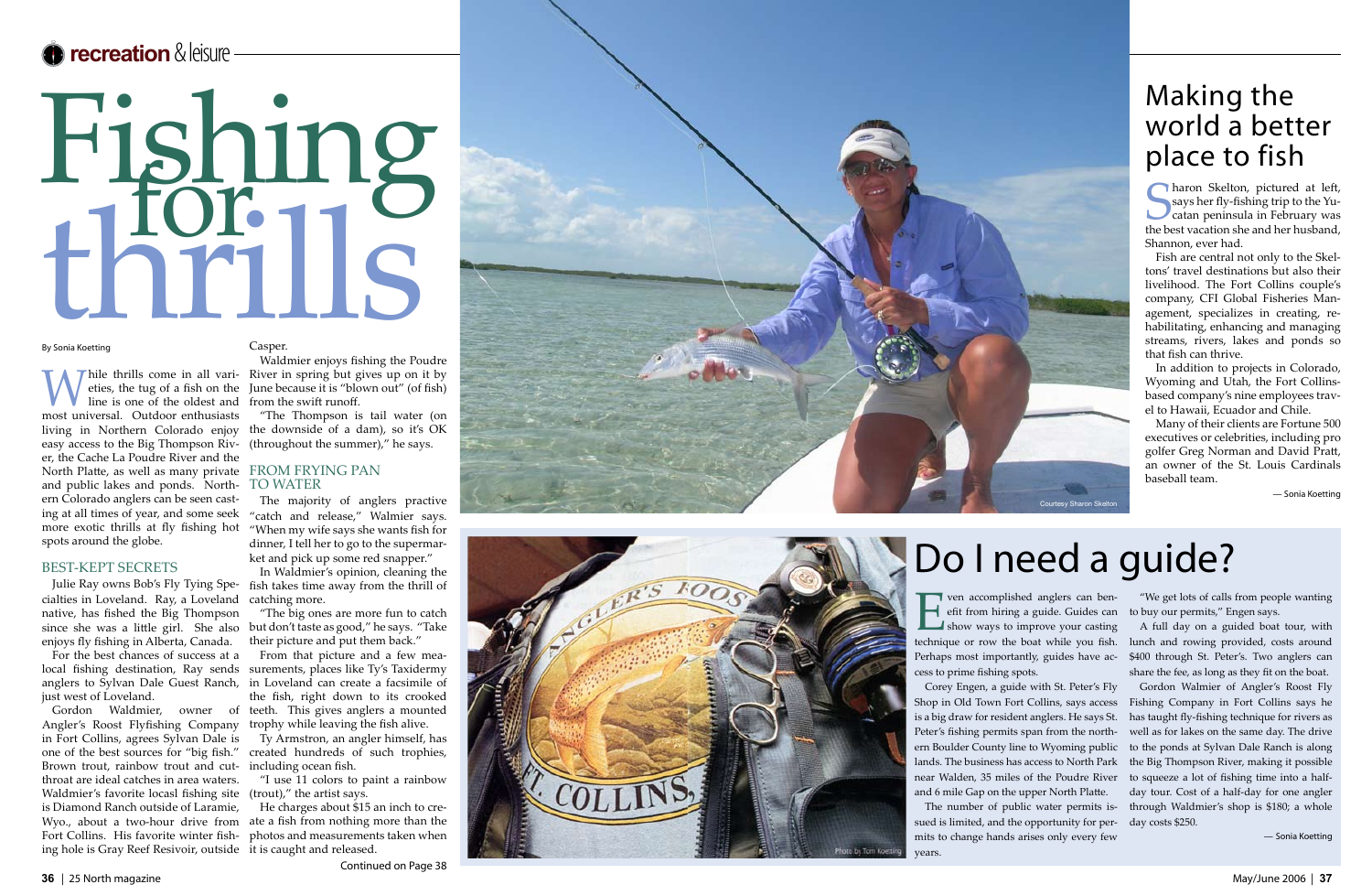recreation & leisure

# Fishing for thrills

By Sonia Koetting

While thrills come in all varieties, the tug of a fish on the line is one of the oldest and most universal. Outdoor enthusiasts living in Northern Colorado enjoy easy access to the Big Thompson River, the Cache La Poudre River and the North Platte, as well as many private and public lakes and ponds. Northern Colorado anglers can be seen casting at all times of year, and some seek more exotic thrills at fly fishing hot spots around the globe.

## BEST-KEPT SECRETS

Julie Ray owns Bob's Fly Tying Specialties in Loveland. Ray, a Loveland native, has fished the Big Thompson since she was a little girl. She also enjoys fly fishing in Alberta, Canada.

For the best chances of success at a local fishing destination, Ray sends anglers to Sylvan Dale Guest Ranch, just west of Loveland.

Gordon Waldmier, owner of Angler's Roost Flyfishing Company in Fort Collins, agrees Sylvan Dale is one of the best sources for "big fish." Brown trout, rainbow trout and cutthroat are ideal catches in area waters. Waldmier's favorite locasl fishing site is Diamond Ranch outside of Laramie, Wyo., about a two-hour drive from Fort Collins. His favorite winter fishing hole is Gray Reef Resivoir, outside Casper.

Waldmier enjoys fishing the Poudre River in spring but gives up on it by June because it is "blown out" (of fish) from the swift runoff.

"The Thompson is tail water (on the downside of a dam), so it's OK (throughout the summer)," he says.

## FROM FRYING PAN TO WATER

The majority of anglers practive "catch and release," Walmier says. "When my wife says she wants fish for dinner, I tell her to go to the supermarket and pick up some red snapper."

In Waldmier's opinion, cleaning the fish takes time away from the thrill of catching more.

"The big ones are more fun to catch but don't taste as good," he says. "Take their picture and put them back."

From that picture and a few measurements, places like Ty's Taxidermy in Loveland can create a facsimile of the fish, right down to its crooked teeth. This gives anglers a mounted trophy while leaving the fish alive.

Ty Armstron, an angler himself, has created hundreds of such trophies, including ocean fish.

"I use 11 colors to paint a rainbow (trout)," the artist says.

He charges about $15 an inch to create a fish from nothing more than the photos and measurements taken when it is caught and released.

Continued on Page 38

Courtesy Sharon Skelton

## Making the world a better place to fish

Sharon Skelton, pictured at left, says her fly-fishing trip to the Yucatan peninsula in February was the best vacation she and her husband, Shannon, ever had.

Fish are central not only to the Skeltons' travel destinations but also their livelihood. The Fort Collins couple's company, CFI Global Fisheries Management, specializes in creating, rehabilitating, enhancing and managing streams, rivers, lakes and ponds so that fish can thrive.

In addition to projects in Colorado, Wyoming and Utah, the Fort Collins-based company's nine employees travel to Hawaii, Ecuador and Chile.

Many of their clients are Fortune 500 executives or celebrities, including pro golfer Greg Norman and David Pratt, an owner of the St. Louis Cardinals baseball team.

— Sonia Koetting

Photo by Tom Koetting

## Do I need a guide?

Even accomplished anglers can benefit from hiring a guide. Guides can show ways to improve your casting technique or row the boat while you fish. Perhaps most importantly, guides have access to prime fishing spots.

Corey Engen, a guide with St. Peter's Fly Shop in Old Town Fort Collins, says access is a big draw for resident anglers. He says St. Peter's fishing permits span from the northern Boulder County line to Wyoming public lands. The business has access to North Park near Walden, 35 miles of the Poudre River and 6 mile Gap on the upper North Platte.

The number of public water permits issued is limited, and the opportunity for permits to change hands arises only every few years.

"We get lots of calls from people wanting to buy our permits," Engen says.

A full day on a guided boat tour, with lunch and rowing provided, costs around $400 through St. Peter's. Two anglers can share the fee, as long as they fit on the boat.

Gordon Walmier of Angler's Roost Fly Fishing Company in Fort Collins says he has taught fly-fishing technique for rivers as well as for lakes on the same day. The drive to the ponds at Sylvan Dale Ranch is along the Big Thompson River, making it possible to squeeze a lot of fishing time into a half-day tour. Cost of a half-day for one angler through Waldmier's shop is $180; a whole day costs $250.

— Sonia Koetting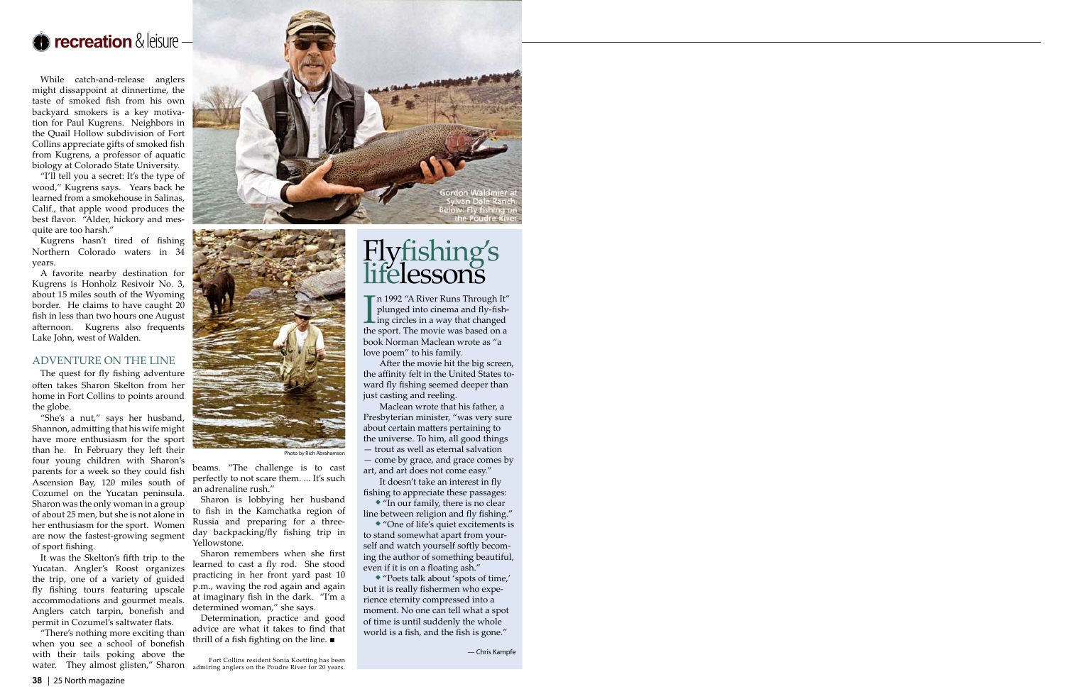While catch-and-release anglers might dissappoint at dinnertime, the taste of smoked fish from his own backyard smokers is a key motivation for Paul Kugrens. Neighbors in the Quail Hollow subdivision of Fort Collins appreciate gifts of smoked fish from Kugrens, a professor of aquatic biology at Colorado State University.

"I'll tell you a secret: It's the type of wood," Kugrens says. Years back he learned from a smokehouse in Salinas, Calif., that apple wood produces the best flavor. "Alder, hickory and mesquite are too harsh."

Kugrens hasn't tired of fishing Northern Colorado waters in 34 years.

A favorite nearby destination for Kugrens is Honholz Resivoir No. 3, about 15 miles south of the Wyoming border. He claims to have caught 20 fish in less than two hours one August afternoon. Kugrens also frequents Lake John, west of Walden.

## ADVENTURE ON THE LINE

The quest for fly fishing adventure often takes Sharon Skelton from her home in Fort Collins to points around the globe.

"She's a nut," says her husband, Shannon, admitting that his wife might have more enthusiasm for the sport than he. In February they left their four young children with Sharon's parents for a week so they could fish Ascension Bay, 120 miles south of Cozumel on the Yucatan peninsula. Sharon was the only woman in a group of about 25 men, but she is not alone in her enthusiasm for the sport. Women are now the fastest-growing segment of sport fishing.

It was the Skelton's fifth trip to the Yucatan. Angler's Roost organizes the trip, one of a variety of guided fly fishing tours featuring upscale accommodations and gourmet meals. Anglers catch tarpin, bonefish and permit in Cozumel's saltwater flats.

"There's nothing more exciting than when you see a school of bonefish with their tails poking above the water. They almost glisten," Sharon beams. "The challenge is to cast perfectly to not scare them. ... It's such an adrenaline rush."

Sharon is lobbying her husband to fish in the Kamchatka region of Russia and preparing for a three-day backpacking/fly fishing trip in Yellowstone.

Sharon remembers when she first learned to cast a fly rod. She stood practicing in her front yard past 10 p.m., waving the rod again and again at imaginary fish in the dark. "I'm a determined woman," she says.

Determination, practice and good advice are what it takes to find that thrill of a fish fighting on the line. ■

Gordon Waldmier at Sylvan Dale Ranch. Below: Fly fishing on the Poudre River

Photo by Rich Abrahamson

Fort Collins resident Sonia Koetting has been admiring anglers on the Poudre River for 20 years.

# Flyfishing's lifelessons

In 1992 "A River Runs Through It" plunged into cinema and fly-fishing circles in a way that changed the sport. The movie was based on a book Norman Maclean wrote as "a love poem" to his family.

After the movie hit the big screen, the affinity felt in the United States toward fly fishing seemed deeper than just casting and reeling.

Maclean wrote that his father, a Presbyterian minister, "was very sure about certain matters pertaining to the universe. To him, all good things — trout as well as eternal salvation — come by grace, and grace comes by art, and art does not come easy."

It doesn't take an interest in fly fishing to appreciate these passages:

- "In our family, there is no clear line between religion and fly fishing."
- "One of life's quiet excitements is to stand somewhat apart from yourself and watch yourself softly becoming the author of something beautiful, even if it is on a floating ash."
- "Poets talk about 'spots of time,' but it is really fishermen who experience eternity compressed into a moment. No one can tell what a spot of time is until suddenly the whole world is a fish, and the fish is gone."

— Chris Kampfe